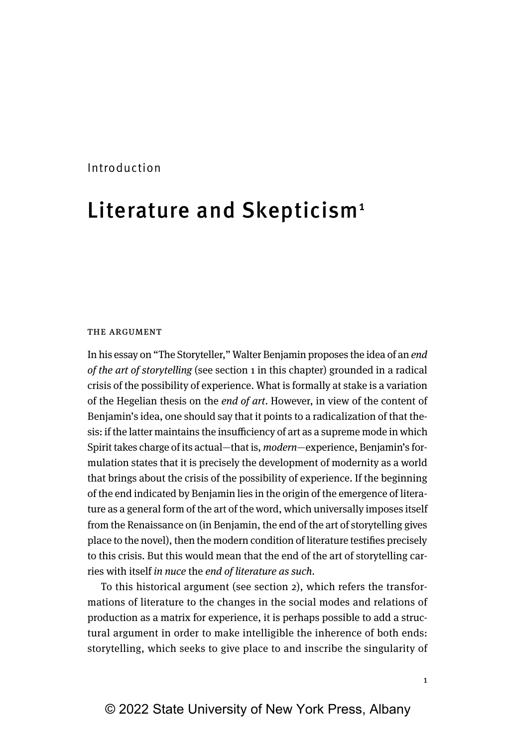Introduction

# Literature and Skepticism[1]

## THE ARGUMENT

In his essay on "The Storyteller," Walter Benjamin proposes the idea of an *end of the art of storytelling* (see section 1 in this chapter) grounded in a radical crisis of the possibility of experience. What is formally at stake is a variation of the Hegelian thesis on the *end of art*. However, in view of the content of Benjamin's idea, one should say that it points to a radicalization of that thesis: if the latter maintains the insufficiency of art as a supreme mode in which Spirit takes charge of its actual—that is, *modern*—experience, Benjamin's formulation states that it is precisely the development of modernity as a world that brings about the crisis of the possibility of experience. If the beginning of the end indicated by Benjamin lies in the origin of the emergence of literature as a general form of the art of the word, which universally imposes itself from the Renaissance on (in Benjamin, the end of the art of storytelling gives place to the novel), then the modern condition of literature testifies precisely to this crisis. But this would mean that the end of the art of storytelling carries with itself *in nuce* the *end of literature as such*.

To this historical argument (see section 2), which refers the transformations of literature to the changes in the social modes and relations of production as a matrix for experience, it is perhaps possible to add a structural argument in order to make intelligible the inherence of both ends: storytelling, which seeks to give place to and inscribe the singularity of

© 2022 State University of New York Press, Albany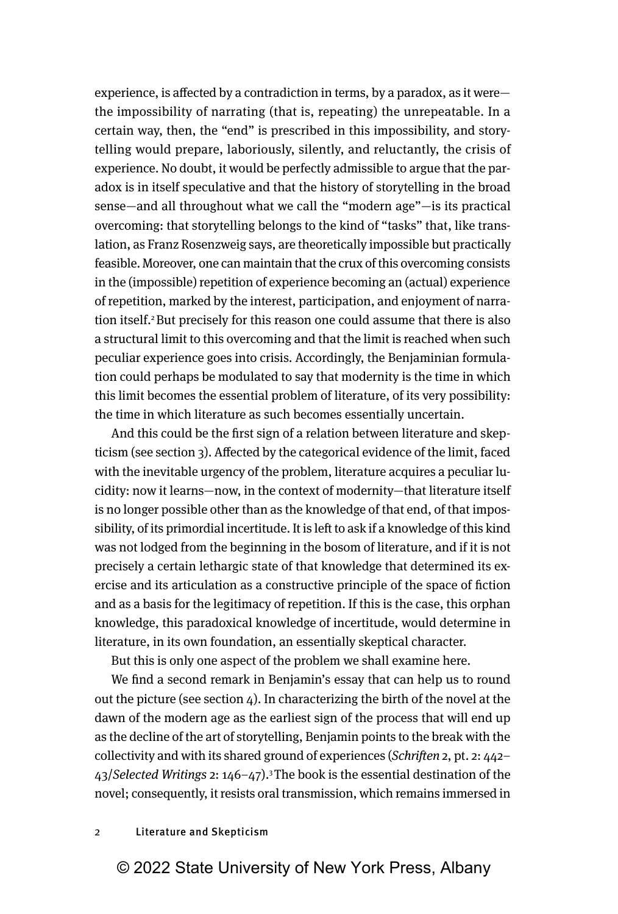experience, is affected by a contradiction in terms, by a paradox, as it were—the impossibility of narrating (that is, repeating) the unrepeatable. In a certain way, then, the "end" is prescribed in this impossibility, and storytelling would prepare, laboriously, silently, and reluctantly, the crisis of experience. No doubt, it would be perfectly admissible to argue that the paradox is in itself speculative and that the history of storytelling in the broad sense—and all throughout what we call the "modern age"—is its practical overcoming: that storytelling belongs to the kind of "tasks" that, like translation, as Franz Rosenzweig says, are theoretically impossible but practically feasible. Moreover, one can maintain that the crux of this overcoming consists in the (impossible) repetition of experience becoming an (actual) experience of repetition, marked by the interest, participation, and enjoyment of narration itself.[2] But precisely for this reason one could assume that there is also a structural limit to this overcoming and that the limit is reached when such peculiar experience goes into crisis. Accordingly, the Benjaminian formulation could perhaps be modulated to say that modernity is the time in which this limit becomes the essential problem of literature, of its very possibility: the time in which literature as such becomes essentially uncertain.

And this could be the first sign of a relation between literature and skepticism (see section 3). Affected by the categorical evidence of the limit, faced with the inevitable urgency of the problem, literature acquires a peculiar lucidity: now it learns—now, in the context of modernity—that literature itself is no longer possible other than as the knowledge of that end, of that impossibility, of its primordial incertitude. It is left to ask if a knowledge of this kind was not lodged from the beginning in the bosom of literature, and if it is not precisely a certain lethargic state of that knowledge that determined its exercise and its articulation as a constructive principle of the space of fiction and as a basis for the legitimacy of repetition. If this is the case, this orphan knowledge, this paradoxical knowledge of incertitude, would determine in literature, in its own foundation, an essentially skeptical character.

But this is only one aspect of the problem we shall examine here.

We find a second remark in Benjamin's essay that can help us to round out the picture (see section 4). In characterizing the birth of the novel at the dawn of the modern age as the earliest sign of the process that will end up as the decline of the art of storytelling, Benjamin points to the break with the collectivity and with its shared ground of experiences (*Schriften* 2, pt. 2: 442–43/*Selected Writings* 2: 146–47).[3] The book is the essential destination of the novel; consequently, it resists oral transmission, which remains immersed in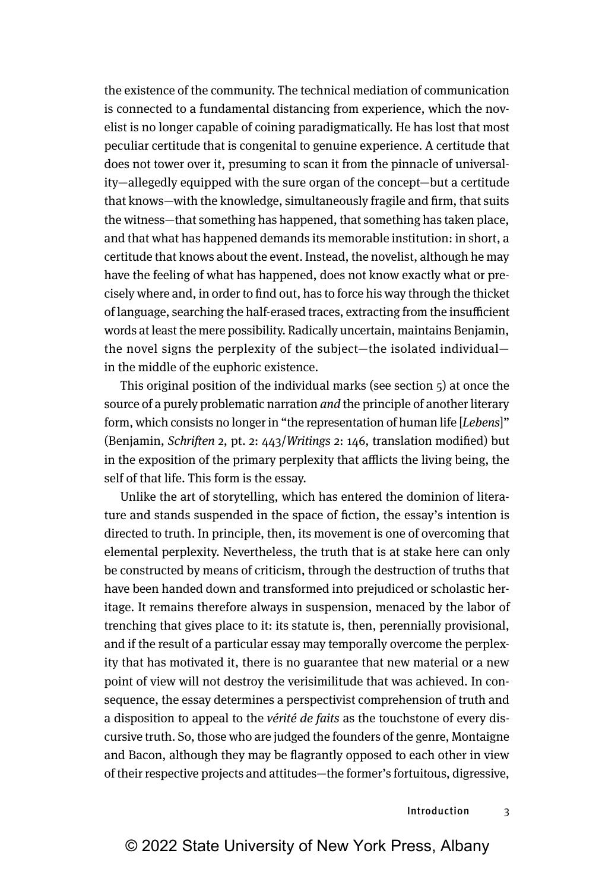the existence of the community. The technical mediation of communication is connected to a fundamental distancing from experience, which the novelist is no longer capable of coining paradigmatically. He has lost that most peculiar certitude that is congenital to genuine experience. A certitude that does not tower over it, presuming to scan it from the pinnacle of universality—allegedly equipped with the sure organ of the concept—but a certitude that knows—with the knowledge, simultaneously fragile and firm, that suits the witness—that something has happened, that something has taken place, and that what has happened demands its memorable institution: in short, a certitude that knows about the event. Instead, the novelist, although he may have the feeling of what has happened, does not know exactly what or precisely where and, in order to find out, has to force his way through the thicket of language, searching the half-erased traces, extracting from the insufficient words at least the mere possibility. Radically uncertain, maintains Benjamin, the novel signs the perplexity of the subject—the isolated individual—in the middle of the euphoric existence.

This original position of the individual marks (see section 5) at once the source of a purely problematic narration *and* the principle of another literary form, which consists no longer in "the representation of human life [*Lebens*]" (Benjamin, *Schriften* 2, pt. 2: 443/*Writings* 2: 146, translation modified) but in the exposition of the primary perplexity that afflicts the living being, the self of that life. This form is the essay.

Unlike the art of storytelling, which has entered the dominion of literature and stands suspended in the space of fiction, the essay's intention is directed to truth. In principle, then, its movement is one of overcoming that elemental perplexity. Nevertheless, the truth that is at stake here can only be constructed by means of criticism, through the destruction of truths that have been handed down and transformed into prejudiced or scholastic heritage. It remains therefore always in suspension, menaced by the labor of trenching that gives place to it: its statute is, then, perennially provisional, and if the result of a particular essay may temporally overcome the perplexity that has motivated it, there is no guarantee that new material or a new point of view will not destroy the verisimilitude that was achieved. In consequence, the essay determines a perspectivist comprehension of truth and a disposition to appeal to the *vérité de faits* as the touchstone of every discursive truth. So, those who are judged the founders of the genre, Montaigne and Bacon, although they may be flagrantly opposed to each other in view of their respective projects and attitudes—the former's fortuitous, digressive,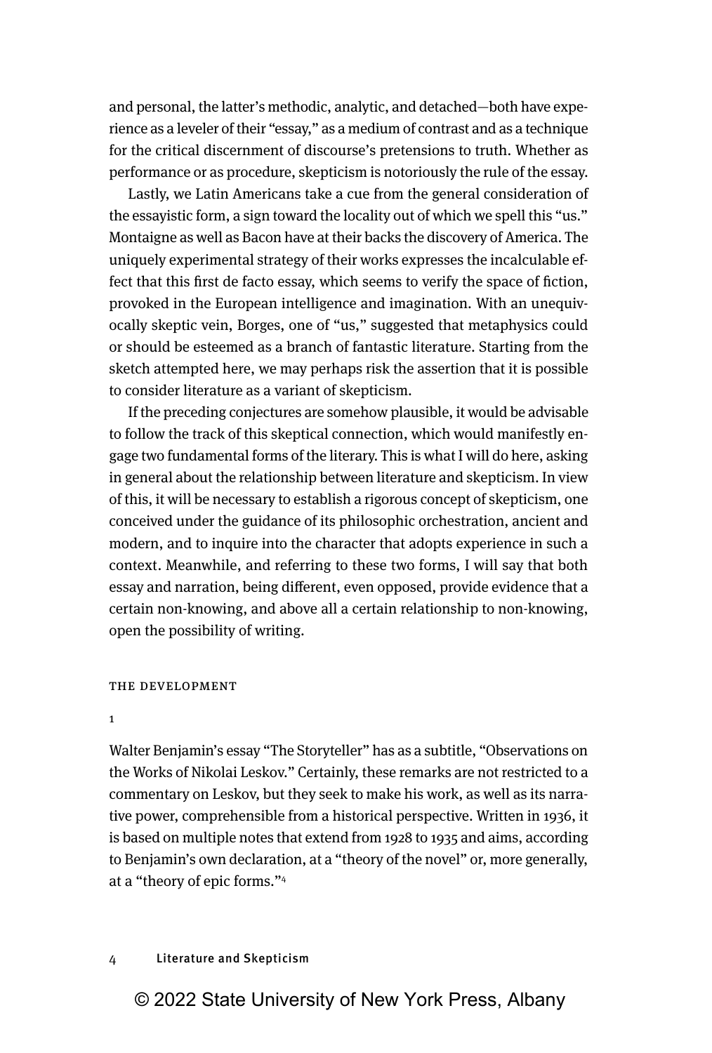and personal, the latter's methodic, analytic, and detached—both have experience as a leveler of their "essay," as a medium of contrast and as a technique for the critical discernment of discourse's pretensions to truth. Whether as performance or as procedure, skepticism is notoriously the rule of the essay.

Lastly, we Latin Americans take a cue from the general consideration of the essayistic form, a sign toward the locality out of which we spell this "us." Montaigne as well as Bacon have at their backs the discovery of America. The uniquely experimental strategy of their works expresses the incalculable effect that this first de facto essay, which seems to verify the space of fiction, provoked in the European intelligence and imagination. With an unequivocally skeptic vein, Borges, one of "us," suggested that metaphysics could or should be esteemed as a branch of fantastic literature. Starting from the sketch attempted here, we may perhaps risk the assertion that it is possible to consider literature as a variant of skepticism.

If the preceding conjectures are somehow plausible, it would be advisable to follow the track of this skeptical connection, which would manifestly engage two fundamental forms of the literary. This is what I will do here, asking in general about the relationship between literature and skepticism. In view of this, it will be necessary to establish a rigorous concept of skepticism, one conceived under the guidance of its philosophic orchestration, ancient and modern, and to inquire into the character that adopts experience in such a context. Meanwhile, and referring to these two forms, I will say that both essay and narration, being different, even opposed, provide evidence that a certain non-knowing, and above all a certain relationship to non-knowing, open the possibility of writing.

## The Development

### 1

Walter Benjamin's essay "The Storyteller" has as a subtitle, "Observations on the Works of Nikolai Leskov." Certainly, these remarks are not restricted to a commentary on Leskov, but they seek to make his work, as well as its narrative power, comprehensible from a historical perspective. Written in 1936, it is based on multiple notes that extend from 1928 to 1935 and aims, according to Benjamin's own declaration, at a "theory of the novel" or, more generally, at a "theory of epic forms."[4]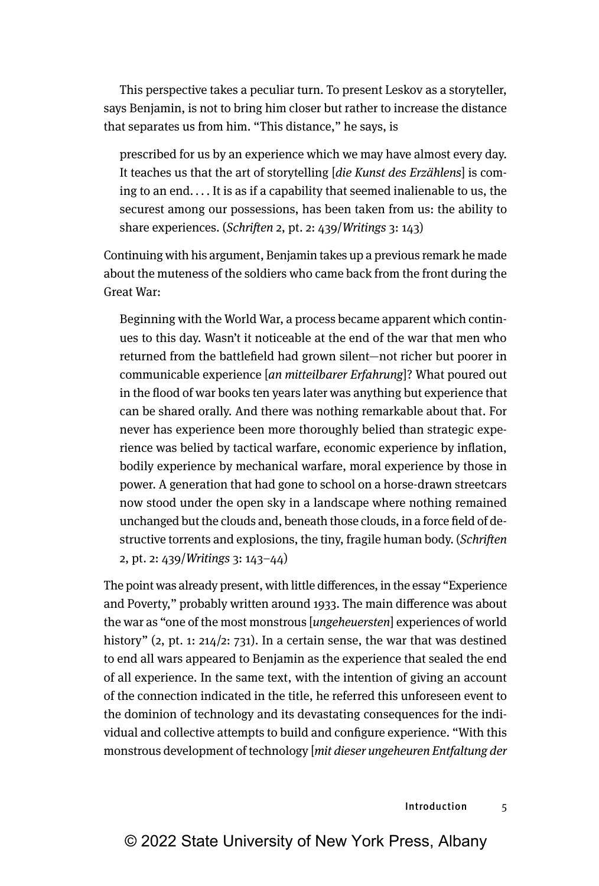This perspective takes a peculiar turn. To present Leskov as a storyteller, says Benjamin, is not to bring him closer but rather to increase the distance that separates us from him. "This distance," he says, is

> prescribed for us by an experience which we may have almost every day. It teaches us that the art of storytelling [*die Kunst des Erzählens*] is coming to an end. . . . It is as if a capability that seemed inalienable to us, the securest among our possessions, has been taken from us: the ability to share experiences. (*Schriften* 2, pt. 2: 439/*Writings* 3: 143)

Continuing with his argument, Benjamin takes up a previous remark he made about the muteness of the soldiers who came back from the front during the Great War:

> Beginning with the World War, a process became apparent which continues to this day. Wasn't it noticeable at the end of the war that men who returned from the battlefield had grown silent—not richer but poorer in communicable experience [*an mitteilbarer Erfahrung*]? What poured out in the flood of war books ten years later was anything but experience that can be shared orally. And there was nothing remarkable about that. For never has experience been more thoroughly belied than strategic experience was belied by tactical warfare, economic experience by inflation, bodily experience by mechanical warfare, moral experience by those in power. A generation that had gone to school on a horse-drawn streetcars now stood under the open sky in a landscape where nothing remained unchanged but the clouds and, beneath those clouds, in a force field of destructive torrents and explosions, the tiny, fragile human body. (*Schriften* 2, pt. 2: 439/*Writings* 3: 143–44)

The point was already present, with little differences, in the essay "Experience and Poverty," probably written around 1933. The main difference was about the war as "one of the most monstrous [*ungeheuersten*] experiences of world history" (2, pt. 1: 214/2: 731). In a certain sense, the war that was destined to end all wars appeared to Benjamin as the experience that sealed the end of all experience. In the same text, with the intention of giving an account of the connection indicated in the title, he referred this unforeseen event to the dominion of technology and its devastating consequences for the individual and collective attempts to build and configure experience. "With this monstrous development of technology [*mit dieser ungeheuren Entfaltung der*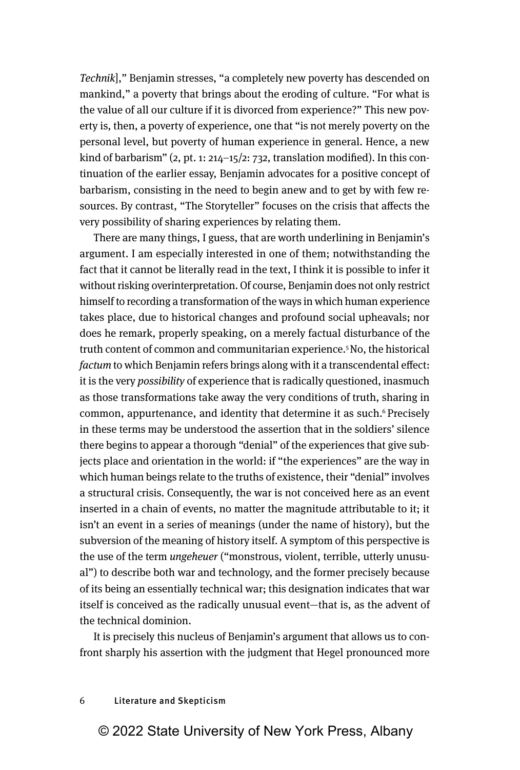*Technik*]," Benjamin stresses, "a completely new poverty has descended on mankind," a poverty that brings about the eroding of culture. "For what is the value of all our culture if it is divorced from experience?" This new poverty is, then, a poverty of experience, one that "is not merely poverty on the personal level, but poverty of human experience in general. Hence, a new kind of barbarism" (2, pt. 1: 214–15/2: 732, translation modified). In this continuation of the earlier essay, Benjamin advocates for a positive concept of barbarism, consisting in the need to begin anew and to get by with few resources. By contrast, "The Storyteller" focuses on the crisis that affects the very possibility of sharing experiences by relating them.

There are many things, I guess, that are worth underlining in Benjamin's argument. I am especially interested in one of them; notwithstanding the fact that it cannot be literally read in the text, I think it is possible to infer it without risking overinterpretation. Of course, Benjamin does not only restrict himself to recording a transformation of the ways in which human experience takes place, due to historical changes and profound social upheavals; nor does he remark, properly speaking, on a merely factual disturbance of the truth content of common and communitarian experience.[5] No, the historical *factum* to which Benjamin refers brings along with it a transcendental effect: it is the very *possibility* of experience that is radically questioned, inasmuch as those transformations take away the very conditions of truth, sharing in common, appurtenance, and identity that determine it as such.[6] Precisely in these terms may be understood the assertion that in the soldiers' silence there begins to appear a thorough "denial" of the experiences that give subjects place and orientation in the world: if "the experiences" are the way in which human beings relate to the truths of existence, their "denial" involves a structural crisis. Consequently, the war is not conceived here as an event inserted in a chain of events, no matter the magnitude attributable to it; it isn't an event in a series of meanings (under the name of history), but the subversion of the meaning of history itself. A symptom of this perspective is the use of the term *ungeheuer* ("monstrous, violent, terrible, utterly unusual") to describe both war and technology, and the former precisely because of its being an essentially technical war; this designation indicates that war itself is conceived as the radically unusual event—that is, as the advent of the technical dominion.

It is precisely this nucleus of Benjamin's argument that allows us to confront sharply his assertion with the judgment that Hegel pronounced more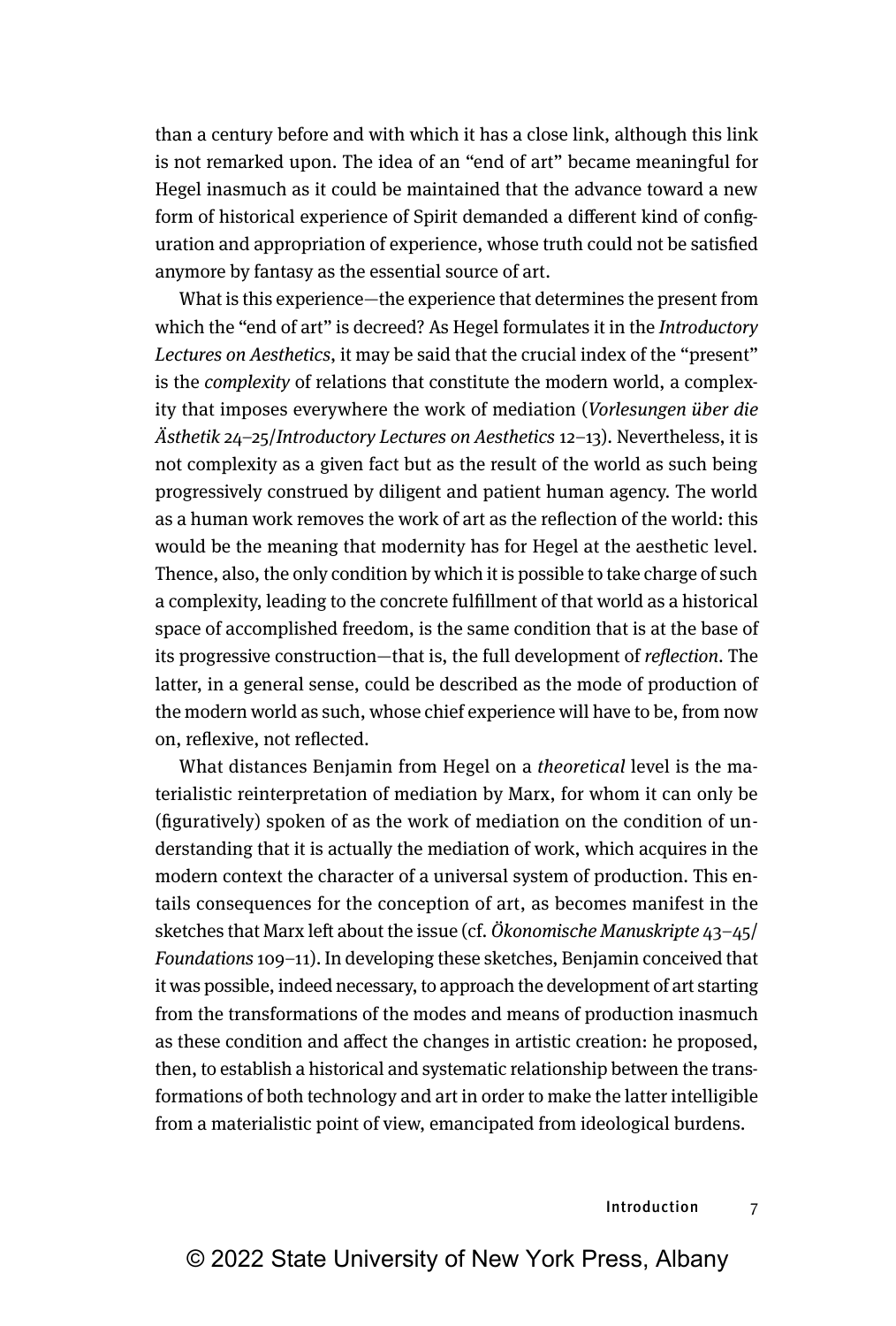than a century before and with which it has a close link, although this link is not remarked upon. The idea of an "end of art" became meaningful for Hegel inasmuch as it could be maintained that the advance toward a new form of historical experience of Spirit demanded a different kind of configuration and appropriation of experience, whose truth could not be satisfied anymore by fantasy as the essential source of art.

What is this experience—the experience that determines the present from which the "end of art" is decreed? As Hegel formulates it in the *Introductory Lectures on Aesthetics*, it may be said that the crucial index of the "present" is the *complexity* of relations that constitute the modern world, a complexity that imposes everywhere the work of mediation (*Vorlesungen über die Ästhetik* 24–25/*Introductory Lectures on Aesthetics* 12–13). Nevertheless, it is not complexity as a given fact but as the result of the world as such being progressively construed by diligent and patient human agency. The world as a human work removes the work of art as the reflection of the world: this would be the meaning that modernity has for Hegel at the aesthetic level. Thence, also, the only condition by which it is possible to take charge of such a complexity, leading to the concrete fulfillment of that world as a historical space of accomplished freedom, is the same condition that is at the base of its progressive construction—that is, the full development of *reflection*. The latter, in a general sense, could be described as the mode of production of the modern world as such, whose chief experience will have to be, from now on, reflexive, not reflected.

What distances Benjamin from Hegel on a *theoretical* level is the materialistic reinterpretation of mediation by Marx, for whom it can only be (figuratively) spoken of as the work of mediation on the condition of understanding that it is actually the mediation of work, which acquires in the modern context the character of a universal system of production. This entails consequences for the conception of art, as becomes manifest in the sketches that Marx left about the issue (cf. *Ökonomische Manuskripte* 43–45/*Foundations* 109–11). In developing these sketches, Benjamin conceived that it was possible, indeed necessary, to approach the development of art starting from the transformations of the modes and means of production inasmuch as these condition and affect the changes in artistic creation: he proposed, then, to establish a historical and systematic relationship between the transformations of both technology and art in order to make the latter intelligible from a materialistic point of view, emancipated from ideological burdens.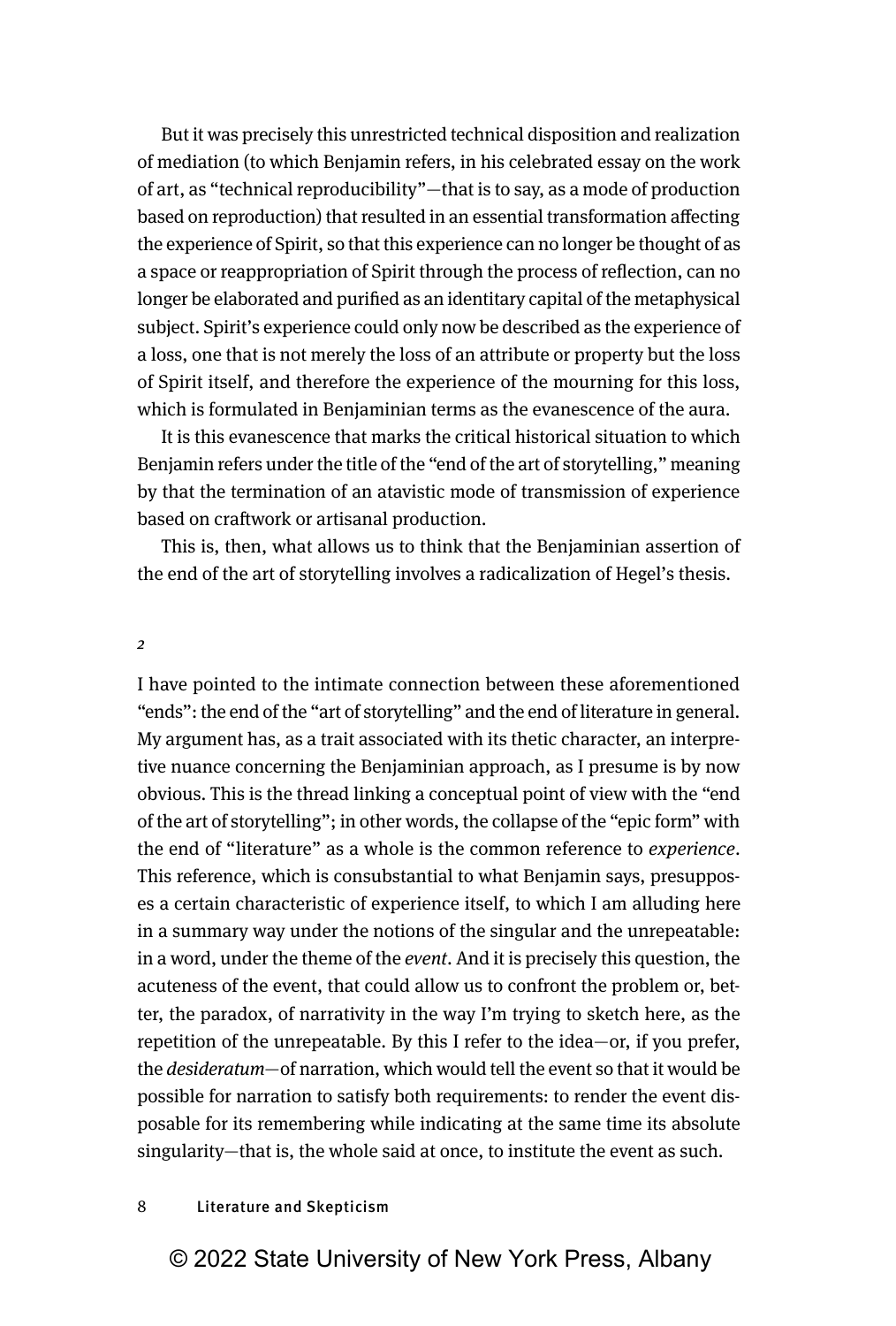But it was precisely this unrestricted technical disposition and realization of mediation (to which Benjamin refers, in his celebrated essay on the work of art, as "technical reproducibility"—that is to say, as a mode of production based on reproduction) that resulted in an essential transformation affecting the experience of Spirit, so that this experience can no longer be thought of as a space or reappropriation of Spirit through the process of reflection, can no longer be elaborated and purified as an identitary capital of the metaphysical subject. Spirit's experience could only now be described as the experience of a loss, one that is not merely the loss of an attribute or property but the loss of Spirit itself, and therefore the experience of the mourning for this loss, which is formulated in Benjaminian terms as the evanescence of the aura.

It is this evanescence that marks the critical historical situation to which Benjamin refers under the title of the "end of the art of storytelling," meaning by that the termination of an atavistic mode of transmission of experience based on craftwork or artisanal production.

This is, then, what allows us to think that the Benjaminian assertion of the end of the art of storytelling involves a radicalization of Hegel's thesis.

*2*

I have pointed to the intimate connection between these aforementioned "ends": the end of the "art of storytelling" and the end of literature in general. My argument has, as a trait associated with its thetic character, an interpretive nuance concerning the Benjaminian approach, as I presume is by now obvious. This is the thread linking a conceptual point of view with the "end of the art of storytelling"; in other words, the collapse of the "epic form" with the end of "literature" as a whole is the common reference to *experience*. This reference, which is consubstantial to what Benjamin says, presupposes a certain characteristic of experience itself, to which I am alluding here in a summary way under the notions of the singular and the unrepeatable: in a word, under the theme of the *event*. And it is precisely this question, the acuteness of the event, that could allow us to confront the problem or, better, the paradox, of narrativity in the way I'm trying to sketch here, as the repetition of the unrepeatable. By this I refer to the idea—or, if you prefer, the *desideratum*—of narration, which would tell the event so that it would be possible for narration to satisfy both requirements: to render the event disposable for its remembering while indicating at the same time its absolute singularity—that is, the whole said at once, to institute the event as such.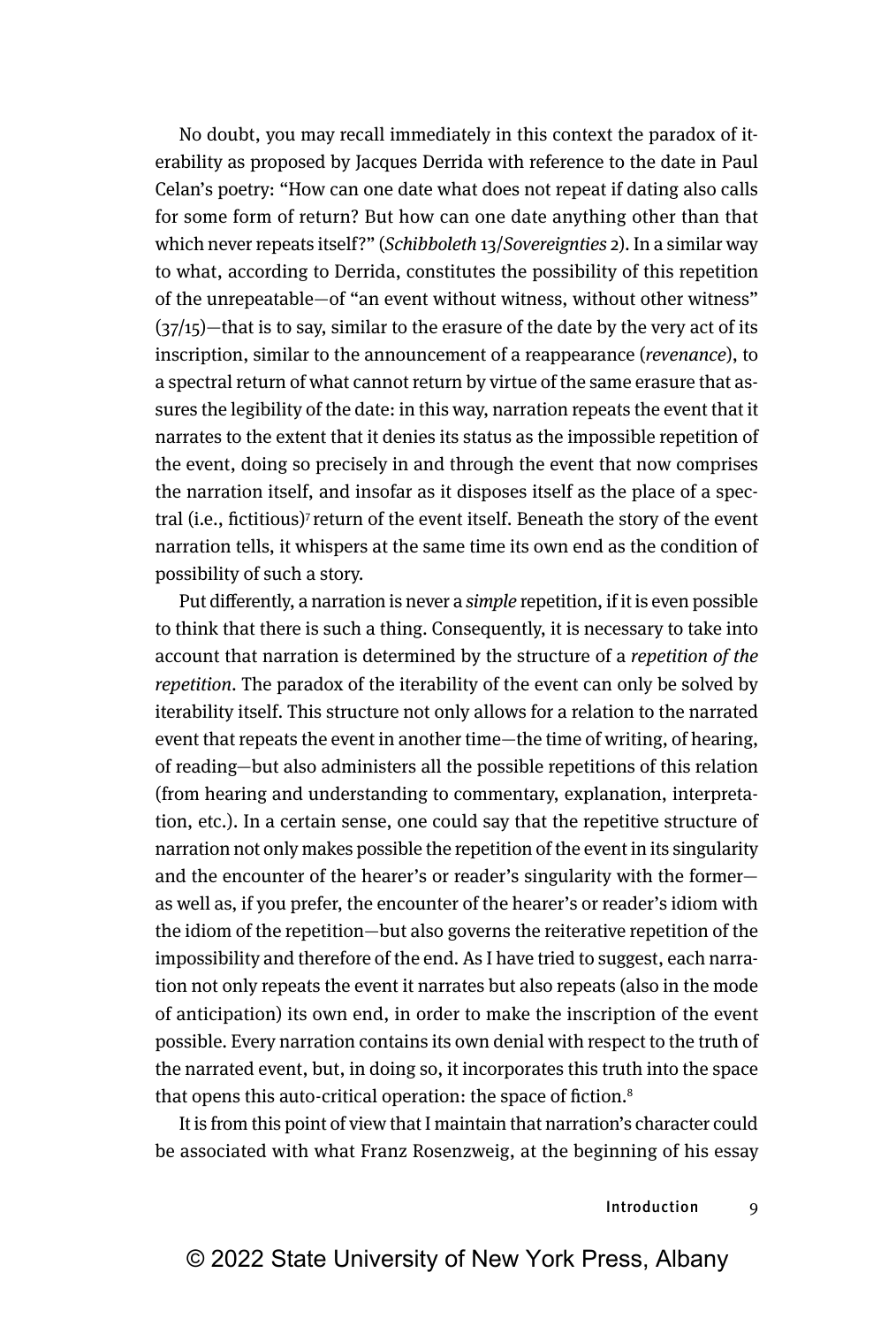No doubt, you may recall immediately in this context the paradox of iterability as proposed by Jacques Derrida with reference to the date in Paul Celan's poetry: "How can one date what does not repeat if dating also calls for some form of return? But how can one date anything other than that which never repeats itself?" (*Schibboleth* 13/*Sovereignties* 2). In a similar way to what, according to Derrida, constitutes the possibility of this repetition of the unrepeatable—of "an event without witness, without other witness" (37/15)—that is to say, similar to the erasure of the date by the very act of its inscription, similar to the announcement of a reappearance (*revenance*), to a spectral return of what cannot return by virtue of the same erasure that assures the legibility of the date: in this way, narration repeats the event that it narrates to the extent that it denies its status as the impossible repetition of the event, doing so precisely in and through the event that now comprises the narration itself, and insofar as it disposes itself as the place of a spectral (i.e., fictitious)[7] return of the event itself. Beneath the story of the event narration tells, it whispers at the same time its own end as the condition of possibility of such a story.

Put differently, a narration is never a *simple* repetition, if it is even possible to think that there is such a thing. Consequently, it is necessary to take into account that narration is determined by the structure of a *repetition of the repetition*. The paradox of the iterability of the event can only be solved by iterability itself. This structure not only allows for a relation to the narrated event that repeats the event in another time—the time of writing, of hearing, of reading—but also administers all the possible repetitions of this relation (from hearing and understanding to commentary, explanation, interpretation, etc.). In a certain sense, one could say that the repetitive structure of narration not only makes possible the repetition of the event in its singularity and the encounter of the hearer's or reader's singularity with the former—as well as, if you prefer, the encounter of the hearer's or reader's idiom with the idiom of the repetition—but also governs the reiterative repetition of the impossibility and therefore of the end. As I have tried to suggest, each narration not only repeats the event it narrates but also repeats (also in the mode of anticipation) its own end, in order to make the inscription of the event possible. Every narration contains its own denial with respect to the truth of the narrated event, but, in doing so, it incorporates this truth into the space that opens this auto-critical operation: the space of fiction.[8]

It is from this point of view that I maintain that narration's character could be associated with what Franz Rosenzweig, at the beginning of his essay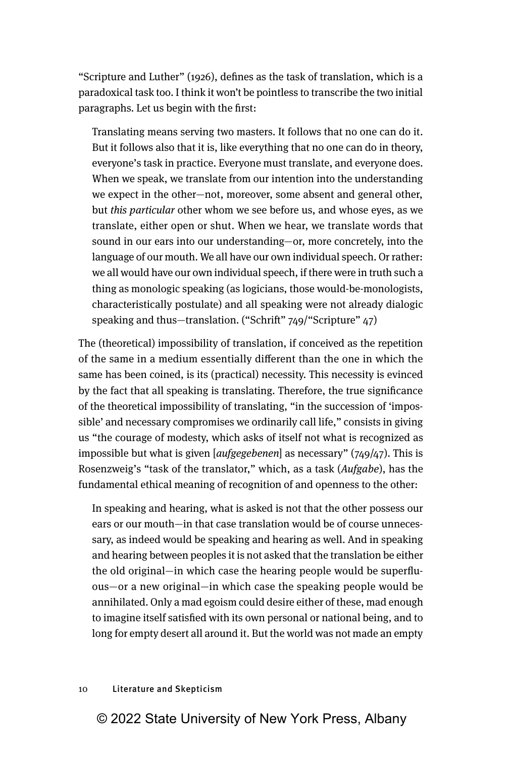"Scripture and Luther" (1926), defines as the task of translation, which is a paradoxical task too. I think it won't be pointless to transcribe the two initial paragraphs. Let us begin with the first:

> Translating means serving two masters. It follows that no one can do it. But it follows also that it is, like everything that no one can do in theory, everyone's task in practice. Everyone must translate, and everyone does. When we speak, we translate from our intention into the understanding we expect in the other—not, moreover, some absent and general other, but *this particular* other whom we see before us, and whose eyes, as we translate, either open or shut. When we hear, we translate words that sound in our ears into our understanding—or, more concretely, into the language of our mouth. We all have our own individual speech. Or rather: we all would have our own individual speech, if there were in truth such a thing as monologic speaking (as logicians, those would-be-monologists, characteristically postulate) and all speaking were not already dialogic speaking and thus—translation. ("Schrift" 749/"Scripture" 47)

The (theoretical) impossibility of translation, if conceived as the repetition of the same in a medium essentially different than the one in which the same has been coined, is its (practical) necessity. This necessity is evinced by the fact that all speaking is translating. Therefore, the true significance of the theoretical impossibility of translating, "in the succession of 'impossible' and necessary compromises we ordinarily call life," consists in giving us "the courage of modesty, which asks of itself not what is recognized as impossible but what is given [*aufgegebenen*] as necessary" (749/47). This is Rosenzweig's "task of the translator," which, as a task (*Aufgabe*), has the fundamental ethical meaning of recognition of and openness to the other:

> In speaking and hearing, what is asked is not that the other possess our ears or our mouth—in that case translation would be of course unnecessary, as indeed would be speaking and hearing as well. And in speaking and hearing between peoples it is not asked that the translation be either the old original—in which case the hearing people would be superfluous—or a new original—in which case the speaking people would be annihilated. Only a mad egoism could desire either of these, mad enough to imagine itself satisfied with its own personal or national being, and to long for empty desert all around it. But the world was not made an empty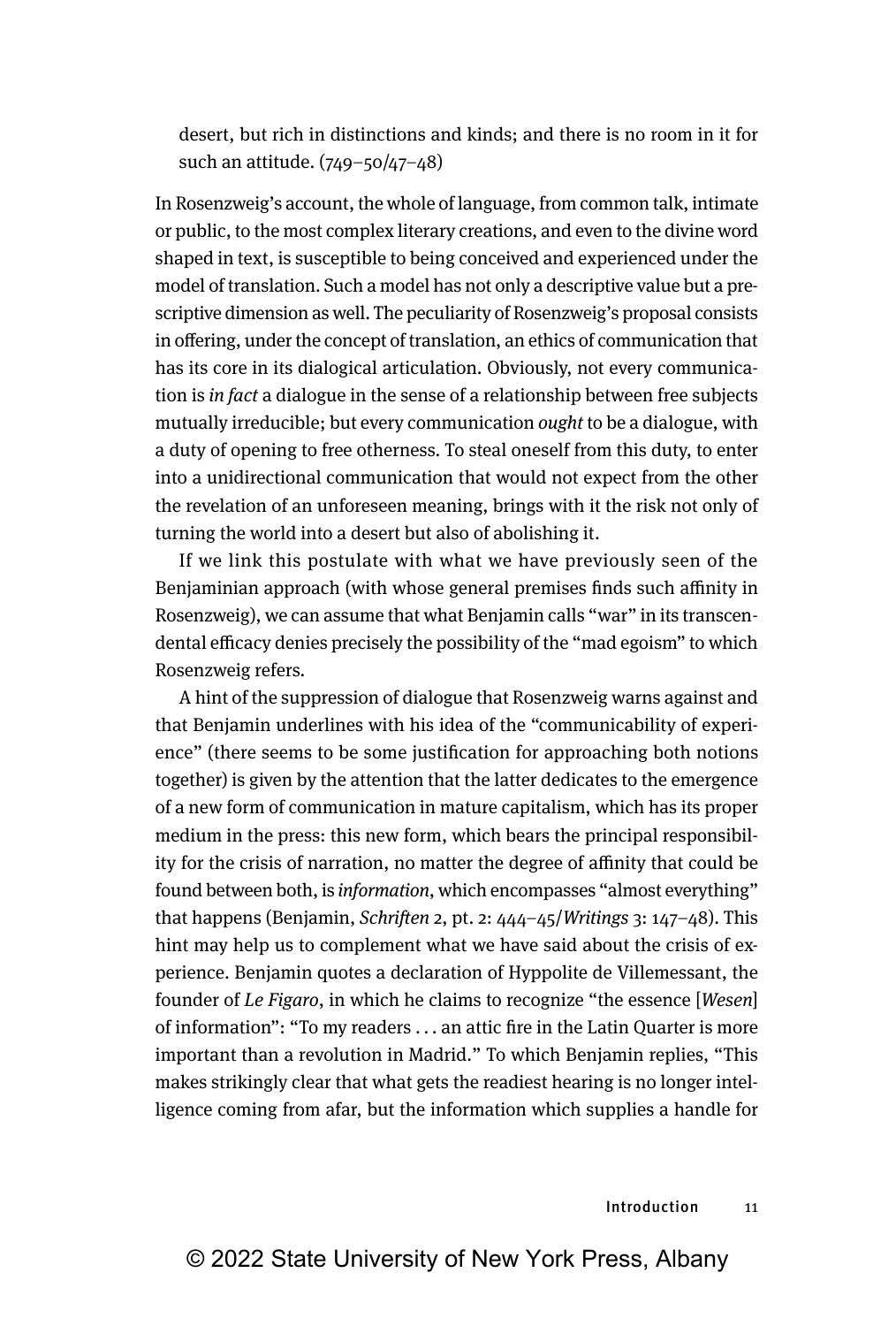desert, but rich in distinctions and kinds; and there is no room in it for such an attitude. (749–50/47–48)

In Rosenzweig's account, the whole of language, from common talk, intimate or public, to the most complex literary creations, and even to the divine word shaped in text, is susceptible to being conceived and experienced under the model of translation. Such a model has not only a descriptive value but a prescriptive dimension as well. The peculiarity of Rosenzweig's proposal consists in offering, under the concept of translation, an ethics of communication that has its core in its dialogical articulation. Obviously, not every communication is *in fact* a dialogue in the sense of a relationship between free subjects mutually irreducible; but every communication *ought* to be a dialogue, with a duty of opening to free otherness. To steal oneself from this duty, to enter into a unidirectional communication that would not expect from the other the revelation of an unforeseen meaning, brings with it the risk not only of turning the world into a desert but also of abolishing it.

If we link this postulate with what we have previously seen of the Benjaminian approach (with whose general premises finds such affinity in Rosenzweig), we can assume that what Benjamin calls "war" in its transcendental efficacy denies precisely the possibility of the "mad egoism" to which Rosenzweig refers.

A hint of the suppression of dialogue that Rosenzweig warns against and that Benjamin underlines with his idea of the "communicability of experience" (there seems to be some justification for approaching both notions together) is given by the attention that the latter dedicates to the emergence of a new form of communication in mature capitalism, which has its proper medium in the press: this new form, which bears the principal responsibility for the crisis of narration, no matter the degree of affinity that could be found between both, is *information*, which encompasses "almost everything" that happens (Benjamin, *Schriften* 2, pt. 2: 444–45/*Writings* 3: 147–48). This hint may help us to complement what we have said about the crisis of experience. Benjamin quotes a declaration of Hyppolite de Villemessant, the founder of *Le Figaro*, in which he claims to recognize "the essence [*Wesen*] of information": "To my readers . . . an attic fire in the Latin Quarter is more important than a revolution in Madrid." To which Benjamin replies, "This makes strikingly clear that what gets the readiest hearing is no longer intelligence coming from afar, but the information which supplies a handle for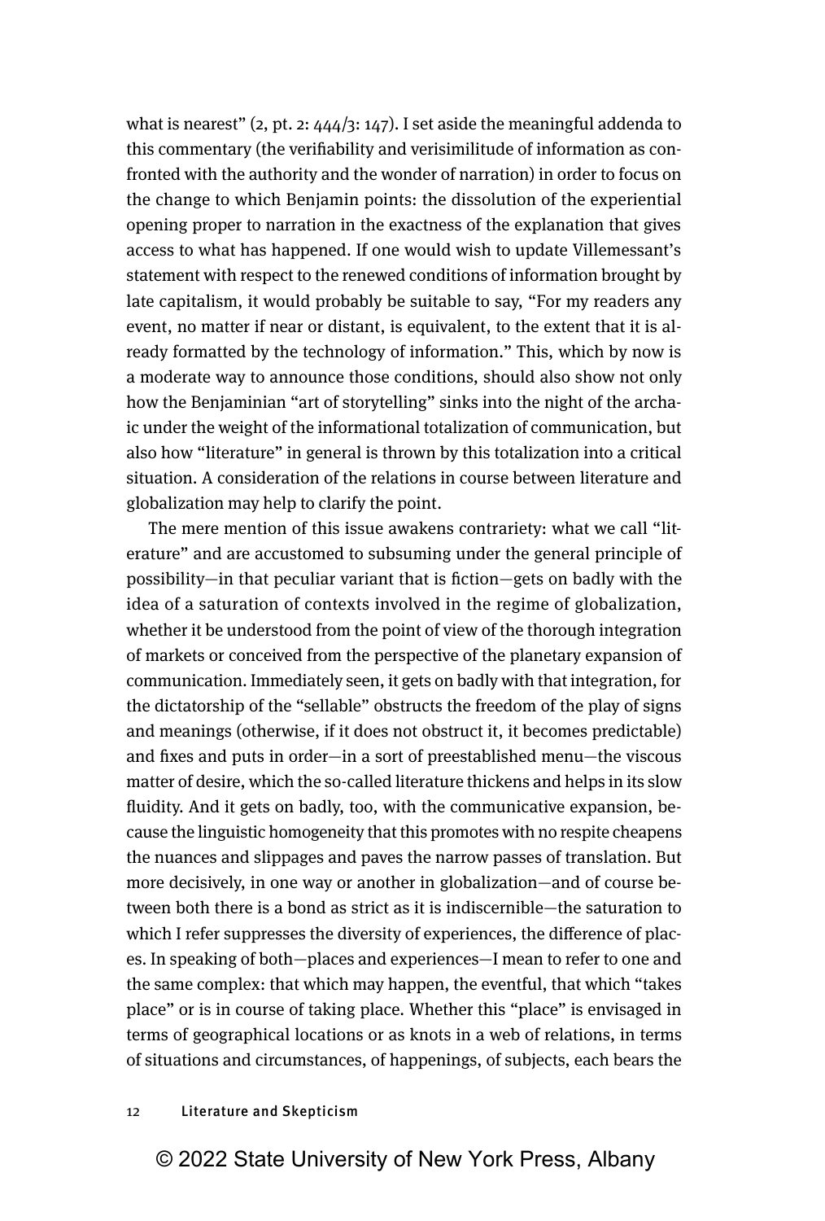what is nearest" (2, pt. 2: 444/3: 147). I set aside the meaningful addenda to this commentary (the verifiability and verisimilitude of information as confronted with the authority and the wonder of narration) in order to focus on the change to which Benjamin points: the dissolution of the experiential opening proper to narration in the exactness of the explanation that gives access to what has happened. If one would wish to update Villemessant's statement with respect to the renewed conditions of information brought by late capitalism, it would probably be suitable to say, "For my readers any event, no matter if near or distant, is equivalent, to the extent that it is already formatted by the technology of information." This, which by now is a moderate way to announce those conditions, should also show not only how the Benjaminian "art of storytelling" sinks into the night of the archaic under the weight of the informational totalization of communication, but also how "literature" in general is thrown by this totalization into a critical situation. A consideration of the relations in course between literature and globalization may help to clarify the point.

The mere mention of this issue awakens contrariety: what we call "literature" and are accustomed to subsuming under the general principle of possibility—in that peculiar variant that is fiction—gets on badly with the idea of a saturation of contexts involved in the regime of globalization, whether it be understood from the point of view of the thorough integration of markets or conceived from the perspective of the planetary expansion of communication. Immediately seen, it gets on badly with that integration, for the dictatorship of the "sellable" obstructs the freedom of the play of signs and meanings (otherwise, if it does not obstruct it, it becomes predictable) and fixes and puts in order—in a sort of preestablished menu—the viscous matter of desire, which the so-called literature thickens and helps in its slow fluidity. And it gets on badly, too, with the communicative expansion, because the linguistic homogeneity that this promotes with no respite cheapens the nuances and slippages and paves the narrow passes of translation. But more decisively, in one way or another in globalization—and of course between both there is a bond as strict as it is indiscernible—the saturation to which I refer suppresses the diversity of experiences, the difference of places. In speaking of both—places and experiences—I mean to refer to one and the same complex: that which may happen, the eventful, that which "takes place" or is in course of taking place. Whether this "place" is envisaged in terms of geographical locations or as knots in a web of relations, in terms of situations and circumstances, of happenings, of subjects, each bears the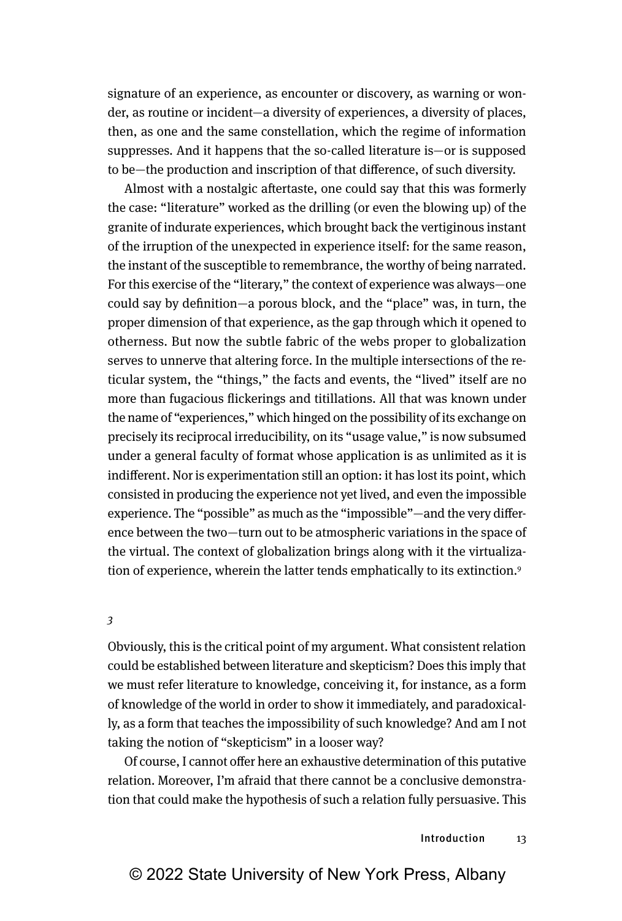signature of an experience, as encounter or discovery, as warning or wonder, as routine or incident—a diversity of experiences, a diversity of places, then, as one and the same constellation, which the regime of information suppresses. And it happens that the so-called literature is—or is supposed to be—the production and inscription of that difference, of such diversity.

Almost with a nostalgic aftertaste, one could say that this was formerly the case: "literature" worked as the drilling (or even the blowing up) of the granite of indurate experiences, which brought back the vertiginous instant of the irruption of the unexpected in experience itself: for the same reason, the instant of the susceptible to remembrance, the worthy of being narrated. For this exercise of the "literary," the context of experience was always—one could say by definition—a porous block, and the "place" was, in turn, the proper dimension of that experience, as the gap through which it opened to otherness. But now the subtle fabric of the webs proper to globalization serves to unnerve that altering force. In the multiple intersections of the reticular system, the "things," the facts and events, the "lived" itself are no more than fugacious flickerings and titillations. All that was known under the name of "experiences," which hinged on the possibility of its exchange on precisely its reciprocal irreducibility, on its "usage value," is now subsumed under a general faculty of format whose application is as unlimited as it is indifferent. Nor is experimentation still an option: it has lost its point, which consisted in producing the experience not yet lived, and even the impossible experience. The "possible" as much as the "impossible"—and the very difference between the two—turn out to be atmospheric variations in the space of the virtual. The context of globalization brings along with it the virtualization of experience, wherein the latter tends emphatically to its extinction.[9]

*3*

Obviously, this is the critical point of my argument. What consistent relation could be established between literature and skepticism? Does this imply that we must refer literature to knowledge, conceiving it, for instance, as a form of knowledge of the world in order to show it immediately, and paradoxically, as a form that teaches the impossibility of such knowledge? And am I not taking the notion of "skepticism" in a looser way?

Of course, I cannot offer here an exhaustive determination of this putative relation. Moreover, I'm afraid that there cannot be a conclusive demonstration that could make the hypothesis of such a relation fully persuasive. This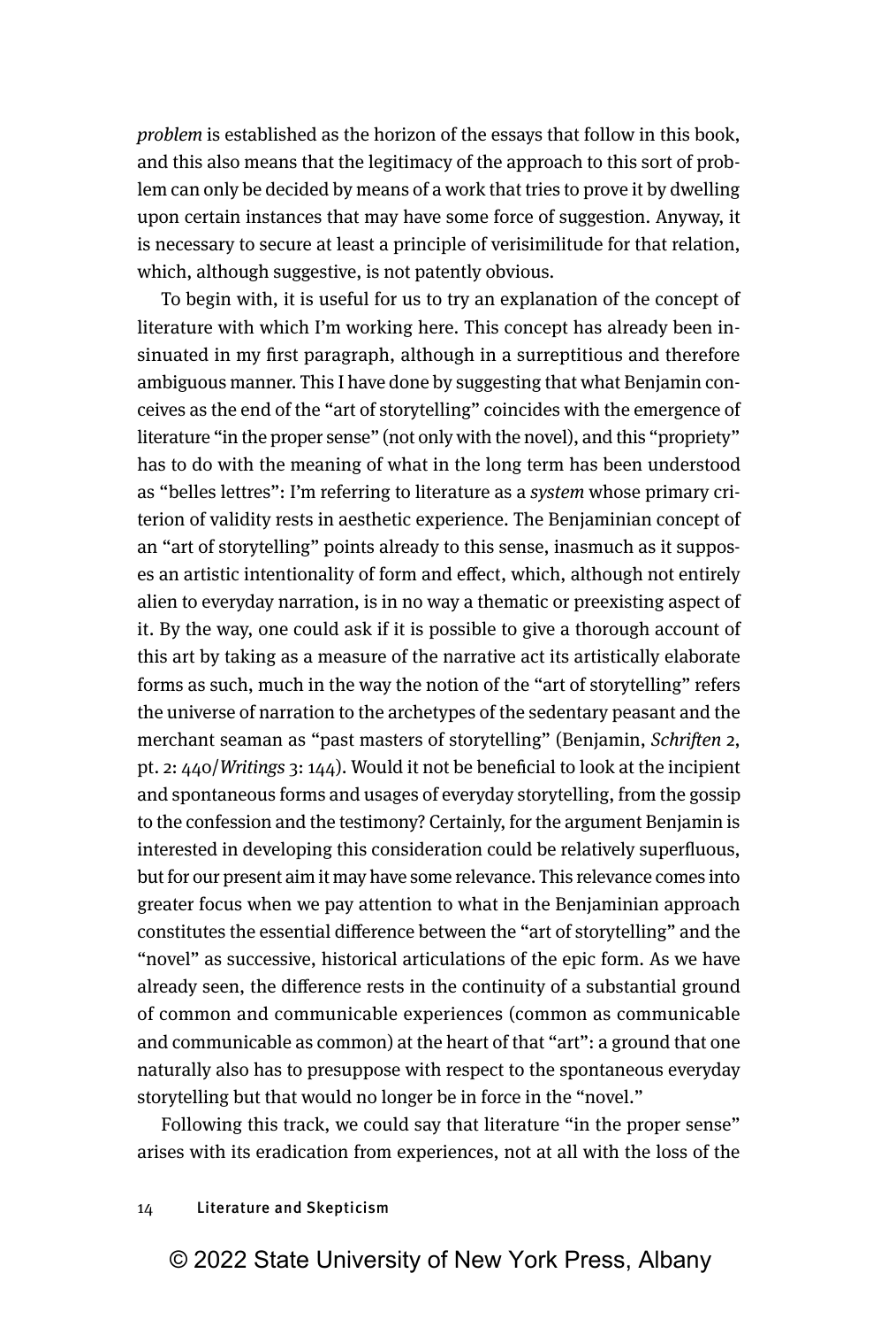*problem* is established as the horizon of the essays that follow in this book, and this also means that the legitimacy of the approach to this sort of problem can only be decided by means of a work that tries to prove it by dwelling upon certain instances that may have some force of suggestion. Anyway, it is necessary to secure at least a principle of verisimilitude for that relation, which, although suggestive, is not patently obvious.

To begin with, it is useful for us to try an explanation of the concept of literature with which I'm working here. This concept has already been insinuated in my first paragraph, although in a surreptitious and therefore ambiguous manner. This I have done by suggesting that what Benjamin conceives as the end of the "art of storytelling" coincides with the emergence of literature "in the proper sense" (not only with the novel), and this "propriety" has to do with the meaning of what in the long term has been understood as "belles lettres": I'm referring to literature as a *system* whose primary criterion of validity rests in aesthetic experience. The Benjaminian concept of an "art of storytelling" points already to this sense, inasmuch as it supposes an artistic intentionality of form and effect, which, although not entirely alien to everyday narration, is in no way a thematic or preexisting aspect of it. By the way, one could ask if it is possible to give a thorough account of this art by taking as a measure of the narrative act its artistically elaborate forms as such, much in the way the notion of the "art of storytelling" refers the universe of narration to the archetypes of the sedentary peasant and the merchant seaman as "past masters of storytelling" (Benjamin, *Schriften* 2, pt. 2: 440/*Writings* 3: 144). Would it not be beneficial to look at the incipient and spontaneous forms and usages of everyday storytelling, from the gossip to the confession and the testimony? Certainly, for the argument Benjamin is interested in developing this consideration could be relatively superfluous, but for our present aim it may have some relevance. This relevance comes into greater focus when we pay attention to what in the Benjaminian approach constitutes the essential difference between the "art of storytelling" and the "novel" as successive, historical articulations of the epic form. As we have already seen, the difference rests in the continuity of a substantial ground of common and communicable experiences (common as communicable and communicable as common) at the heart of that "art": a ground that one naturally also has to presuppose with respect to the spontaneous everyday storytelling but that would no longer be in force in the "novel."

Following this track, we could say that literature "in the proper sense" arises with its eradication from experiences, not at all with the loss of the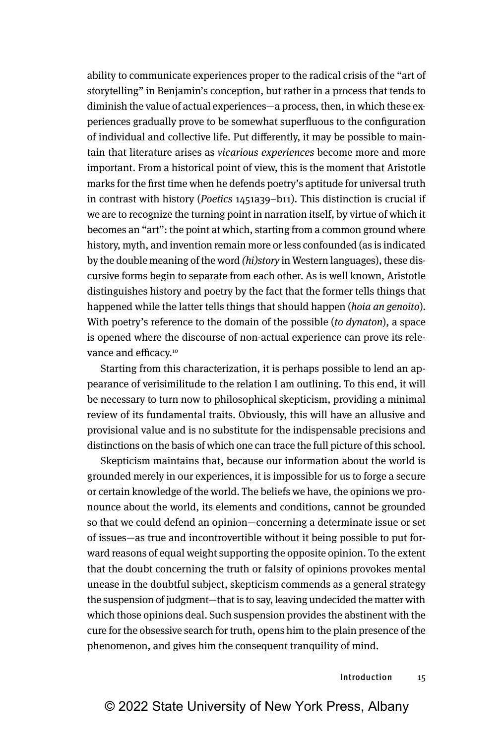ability to communicate experiences proper to the radical crisis of the "art of storytelling" in Benjamin's conception, but rather in a process that tends to diminish the value of actual experiences—a process, then, in which these experiences gradually prove to be somewhat superfluous to the configuration of individual and collective life. Put differently, it may be possible to maintain that literature arises as *vicarious experiences* become more and more important. From a historical point of view, this is the moment that Aristotle marks for the first time when he defends poetry's aptitude for universal truth in contrast with history (*Poetics* 1451a39–b11). This distinction is crucial if we are to recognize the turning point in narration itself, by virtue of which it becomes an "art": the point at which, starting from a common ground where history, myth, and invention remain more or less confounded (as is indicated by the double meaning of the word *(hi)story* in Western languages), these discursive forms begin to separate from each other. As is well known, Aristotle distinguishes history and poetry by the fact that the former tells things that happened while the latter tells things that should happen (*hoia an genoito*). With poetry's reference to the domain of the possible (*to dynaton*), a space is opened where the discourse of non-actual experience can prove its relevance and efficacy.[10]

Starting from this characterization, it is perhaps possible to lend an appearance of verisimilitude to the relation I am outlining. To this end, it will be necessary to turn now to philosophical skepticism, providing a minimal review of its fundamental traits. Obviously, this will have an allusive and provisional value and is no substitute for the indispensable precisions and distinctions on the basis of which one can trace the full picture of this school.

Skepticism maintains that, because our information about the world is grounded merely in our experiences, it is impossible for us to forge a secure or certain knowledge of the world. The beliefs we have, the opinions we pronounce about the world, its elements and conditions, cannot be grounded so that we could defend an opinion—concerning a determinate issue or set of issues—as true and incontrovertible without it being possible to put forward reasons of equal weight supporting the opposite opinion. To the extent that the doubt concerning the truth or falsity of opinions provokes mental unease in the doubtful subject, skepticism commends as a general strategy the suspension of judgment—that is to say, leaving undecided the matter with which those opinions deal. Such suspension provides the abstinent with the cure for the obsessive search for truth, opens him to the plain presence of the phenomenon, and gives him the consequent tranquility of mind.

© 2022 State University of New York Press, Albany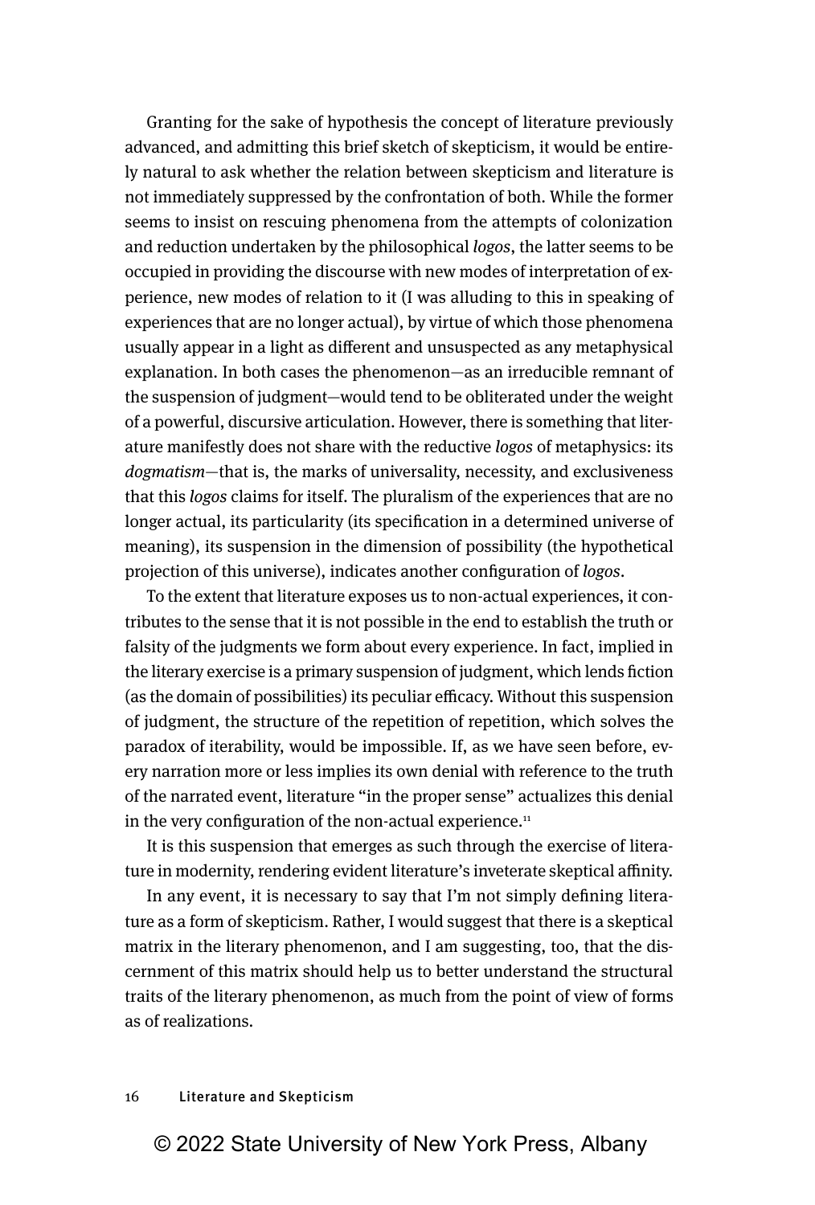Granting for the sake of hypothesis the concept of literature previously advanced, and admitting this brief sketch of skepticism, it would be entirely natural to ask whether the relation between skepticism and literature is not immediately suppressed by the confrontation of both. While the former seems to insist on rescuing phenomena from the attempts of colonization and reduction undertaken by the philosophical *logos*, the latter seems to be occupied in providing the discourse with new modes of interpretation of experience, new modes of relation to it (I was alluding to this in speaking of experiences that are no longer actual), by virtue of which those phenomena usually appear in a light as different and unsuspected as any metaphysical explanation. In both cases the phenomenon—as an irreducible remnant of the suspension of judgment—would tend to be obliterated under the weight of a powerful, discursive articulation. However, there is something that literature manifestly does not share with the reductive *logos* of metaphysics: its *dogmatism*—that is, the marks of universality, necessity, and exclusiveness that this *logos* claims for itself. The pluralism of the experiences that are no longer actual, its particularity (its specification in a determined universe of meaning), its suspension in the dimension of possibility (the hypothetical projection of this universe), indicates another configuration of *logos*.

To the extent that literature exposes us to non-actual experiences, it contributes to the sense that it is not possible in the end to establish the truth or falsity of the judgments we form about every experience. In fact, implied in the literary exercise is a primary suspension of judgment, which lends fiction (as the domain of possibilities) its peculiar efficacy. Without this suspension of judgment, the structure of the repetition of repetition, which solves the paradox of iterability, would be impossible. If, as we have seen before, every narration more or less implies its own denial with reference to the truth of the narrated event, literature "in the proper sense" actualizes this denial in the very configuration of the non-actual experience.[11]

It is this suspension that emerges as such through the exercise of literature in modernity, rendering evident literature's inveterate skeptical affinity.

In any event, it is necessary to say that I'm not simply defining literature as a form of skepticism. Rather, I would suggest that there is a skeptical matrix in the literary phenomenon, and I am suggesting, too, that the discernment of this matrix should help us to better understand the structural traits of the literary phenomenon, as much from the point of view of forms as of realizations.

© 2022 State University of New York Press, Albany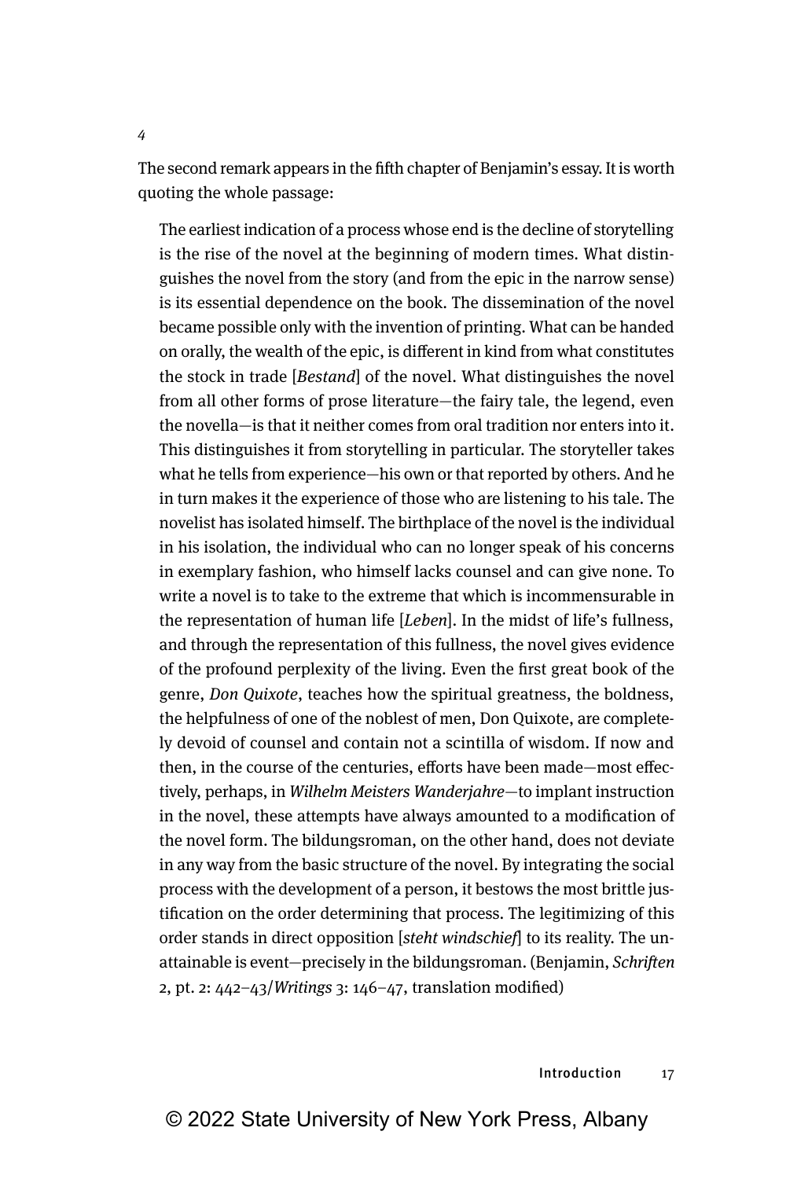4

The second remark appears in the fifth chapter of Benjamin's essay. It is worth quoting the whole passage:

> The earliest indication of a process whose end is the decline of storytelling is the rise of the novel at the beginning of modern times. What distinguishes the novel from the story (and from the epic in the narrow sense) is its essential dependence on the book. The dissemination of the novel became possible only with the invention of printing. What can be handed on orally, the wealth of the epic, is different in kind from what constitutes the stock in trade [*Bestand*] of the novel. What distinguishes the novel from all other forms of prose literature—the fairy tale, the legend, even the novella—is that it neither comes from oral tradition nor enters into it. This distinguishes it from storytelling in particular. The storyteller takes what he tells from experience—his own or that reported by others. And he in turn makes it the experience of those who are listening to his tale. The novelist has isolated himself. The birthplace of the novel is the individual in his isolation, the individual who can no longer speak of his concerns in exemplary fashion, who himself lacks counsel and can give none. To write a novel is to take to the extreme that which is incommensurable in the representation of human life [*Leben*]. In the midst of life's fullness, and through the representation of this fullness, the novel gives evidence of the profound perplexity of the living. Even the first great book of the genre, *Don Quixote*, teaches how the spiritual greatness, the boldness, the helpfulness of one of the noblest of men, Don Quixote, are completely devoid of counsel and contain not a scintilla of wisdom. If now and then, in the course of the centuries, efforts have been made—most effectively, perhaps, in *Wilhelm Meisters Wanderjahre*—to implant instruction in the novel, these attempts have always amounted to a modification of the novel form. The bildungsroman, on the other hand, does not deviate in any way from the basic structure of the novel. By integrating the social process with the development of a person, it bestows the most brittle justification on the order determining that process. The legitimizing of this order stands in direct opposition [*steht windschief*] to its reality. The unattainable is event—precisely in the bildungsroman. (Benjamin, *Schriften* 2, pt. 2: 442–43/*Writings* 3: 146–47, translation modified)

© 2022 State University of New York Press, Albany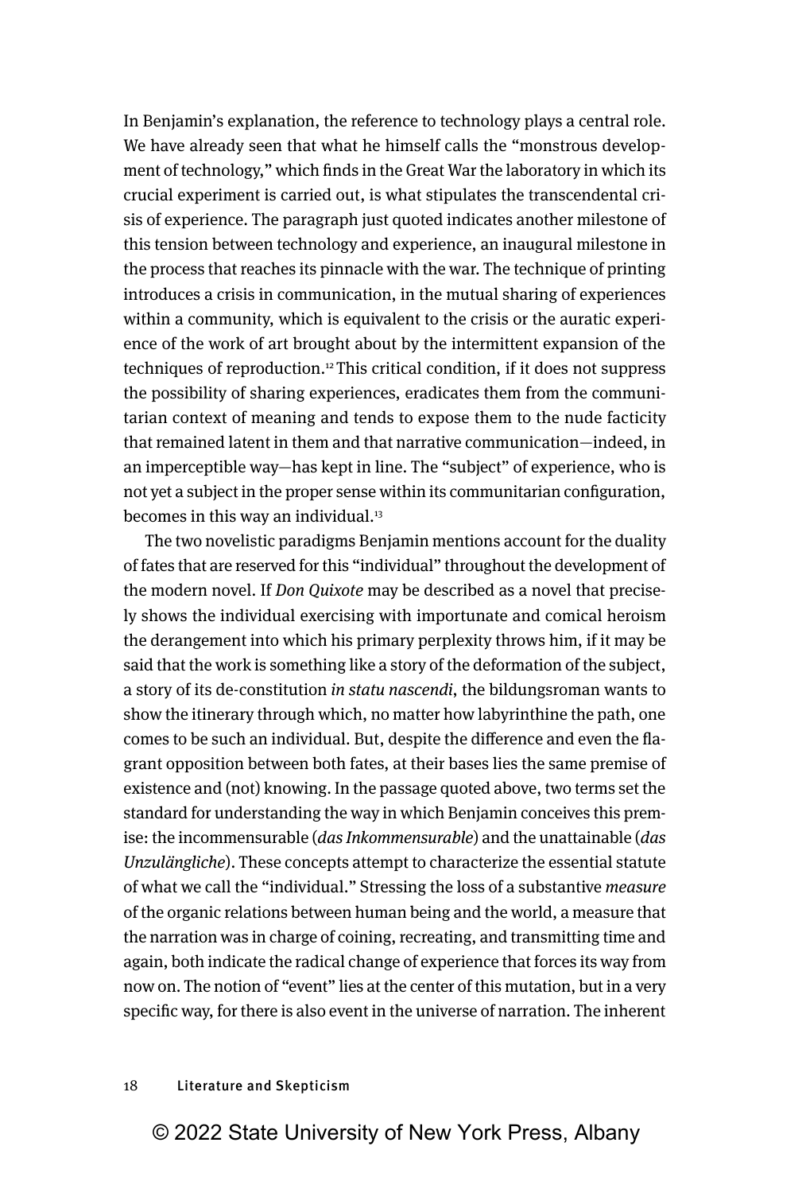In Benjamin's explanation, the reference to technology plays a central role. We have already seen that what he himself calls the "monstrous development of technology," which finds in the Great War the laboratory in which its crucial experiment is carried out, is what stipulates the transcendental crisis of experience. The paragraph just quoted indicates another milestone of this tension between technology and experience, an inaugural milestone in the process that reaches its pinnacle with the war. The technique of printing introduces a crisis in communication, in the mutual sharing of experiences within a community, which is equivalent to the crisis or the auratic experience of the work of art brought about by the intermittent expansion of the techniques of reproduction.[12] This critical condition, if it does not suppress the possibility of sharing experiences, eradicates them from the communitarian context of meaning and tends to expose them to the nude facticity that remained latent in them and that narrative communication—indeed, in an imperceptible way—has kept in line. The "subject" of experience, who is not yet a subject in the proper sense within its communitarian configuration, becomes in this way an individual.[13]

The two novelistic paradigms Benjamin mentions account for the duality of fates that are reserved for this "individual" throughout the development of the modern novel. If *Don Quixote* may be described as a novel that precisely shows the individual exercising with importunate and comical heroism the derangement into which his primary perplexity throws him, if it may be said that the work is something like a story of the deformation of the subject, a story of its de-constitution *in statu nascendi*, the bildungsroman wants to show the itinerary through which, no matter how labyrinthine the path, one comes to be such an individual. But, despite the difference and even the flagrant opposition between both fates, at their bases lies the same premise of existence and (not) knowing. In the passage quoted above, two terms set the standard for understanding the way in which Benjamin conceives this premise: the incommensurable (*das Inkommensurable*) and the unattainable (*das Unzulängliche*). These concepts attempt to characterize the essential statute of what we call the "individual." Stressing the loss of a substantive *measure* of the organic relations between human being and the world, a measure that the narration was in charge of coining, recreating, and transmitting time and again, both indicate the radical change of experience that forces its way from now on. The notion of "event" lies at the center of this mutation, but in a very specific way, for there is also event in the universe of narration. The inherent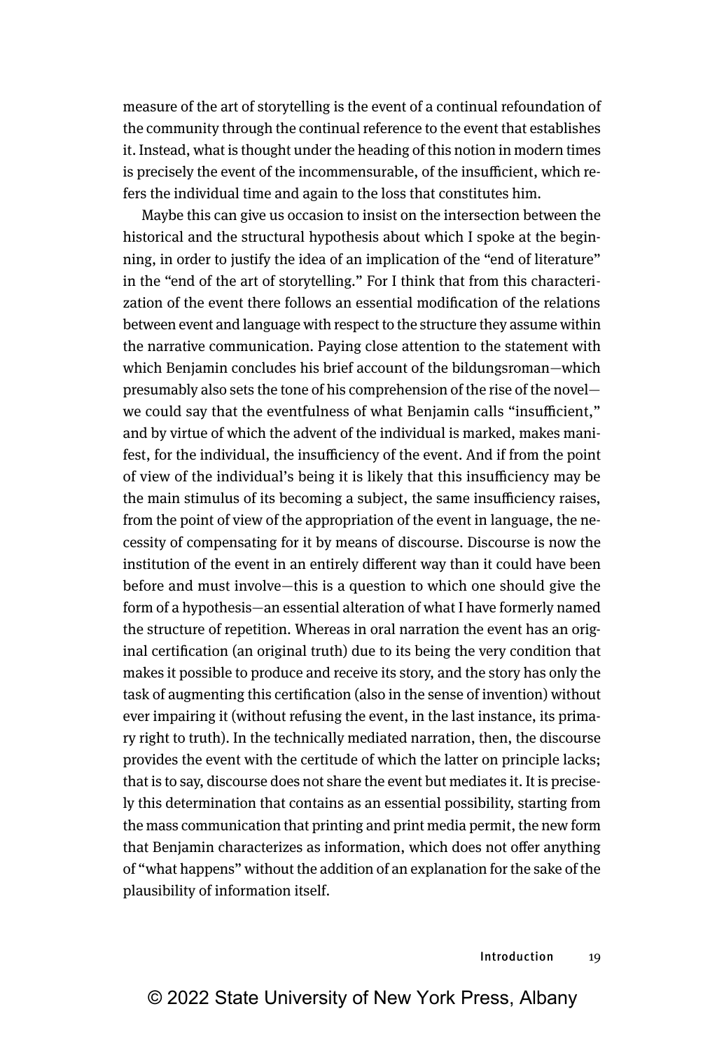measure of the art of storytelling is the event of a continual refoundation of the community through the continual reference to the event that establishes it. Instead, what is thought under the heading of this notion in modern times is precisely the event of the incommensurable, of the insufficient, which refers the individual time and again to the loss that constitutes him.

Maybe this can give us occasion to insist on the intersection between the historical and the structural hypothesis about which I spoke at the beginning, in order to justify the idea of an implication of the "end of literature" in the "end of the art of storytelling." For I think that from this characterization of the event there follows an essential modification of the relations between event and language with respect to the structure they assume within the narrative communication. Paying close attention to the statement with which Benjamin concludes his brief account of the bildungsroman—which presumably also sets the tone of his comprehension of the rise of the novel—we could say that the eventfulness of what Benjamin calls "insufficient," and by virtue of which the advent of the individual is marked, makes manifest, for the individual, the insufficiency of the event. And if from the point of view of the individual's being it is likely that this insufficiency may be the main stimulus of its becoming a subject, the same insufficiency raises, from the point of view of the appropriation of the event in language, the necessity of compensating for it by means of discourse. Discourse is now the institution of the event in an entirely different way than it could have been before and must involve—this is a question to which one should give the form of a hypothesis—an essential alteration of what I have formerly named the structure of repetition. Whereas in oral narration the event has an original certification (an original truth) due to its being the very condition that makes it possible to produce and receive its story, and the story has only the task of augmenting this certification (also in the sense of invention) without ever impairing it (without refusing the event, in the last instance, its primary right to truth). In the technically mediated narration, then, the discourse provides the event with the certitude of which the latter on principle lacks; that is to say, discourse does not share the event but mediates it. It is precisely this determination that contains as an essential possibility, starting from the mass communication that printing and print media permit, the new form that Benjamin characterizes as information, which does not offer anything of "what happens" without the addition of an explanation for the sake of the plausibility of information itself.

© 2022 State University of New York Press, Albany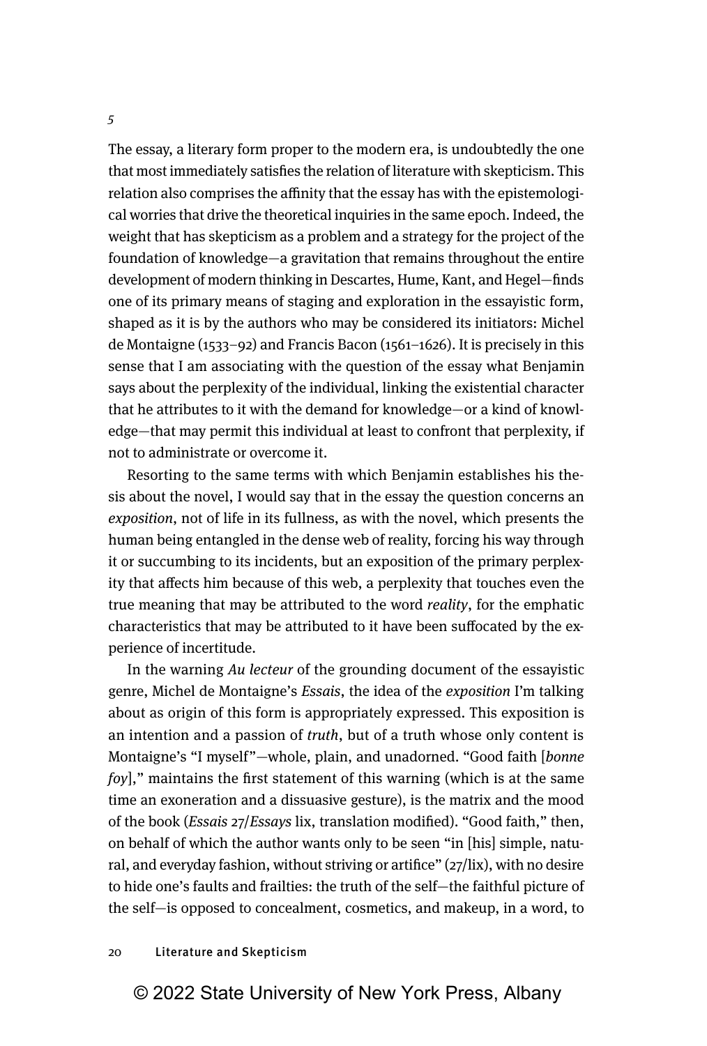## 5

The essay, a literary form proper to the modern era, is undoubtedly the one that most immediately satisfies the relation of literature with skepticism. This relation also comprises the affinity that the essay has with the epistemological worries that drive the theoretical inquiries in the same epoch. Indeed, the weight that has skepticism as a problem and a strategy for the project of the foundation of knowledge—a gravitation that remains throughout the entire development of modern thinking in Descartes, Hume, Kant, and Hegel—finds one of its primary means of staging and exploration in the essayistic form, shaped as it is by the authors who may be considered its initiators: Michel de Montaigne (1533–92) and Francis Bacon (1561–1626). It is precisely in this sense that I am associating with the question of the essay what Benjamin says about the perplexity of the individual, linking the existential character that he attributes to it with the demand for knowledge—or a kind of knowledge—that may permit this individual at least to confront that perplexity, if not to administrate or overcome it.

Resorting to the same terms with which Benjamin establishes his thesis about the novel, I would say that in the essay the question concerns an *exposition*, not of life in its fullness, as with the novel, which presents the human being entangled in the dense web of reality, forcing his way through it or succumbing to its incidents, but an exposition of the primary perplexity that affects him because of this web, a perplexity that touches even the true meaning that may be attributed to the word *reality*, for the emphatic characteristics that may be attributed to it have been suffocated by the experience of incertitude.

In the warning *Au lecteur* of the grounding document of the essayistic genre, Michel de Montaigne's *Essais*, the idea of the *exposition* I'm talking about as origin of this form is appropriately expressed. This exposition is an intention and a passion of *truth*, but of a truth whose only content is Montaigne's "I myself"—whole, plain, and unadorned. "Good faith [*bonne foy*]," maintains the first statement of this warning (which is at the same time an exoneration and a dissuasive gesture), is the matrix and the mood of the book (*Essais* 27/*Essays* lix, translation modified). "Good faith," then, on behalf of which the author wants only to be seen "in [his] simple, natural, and everyday fashion, without striving or artifice" (27/lix), with no desire to hide one's faults and frailties: the truth of the self—the faithful picture of the self—is opposed to concealment, cosmetics, and makeup, in a word, to